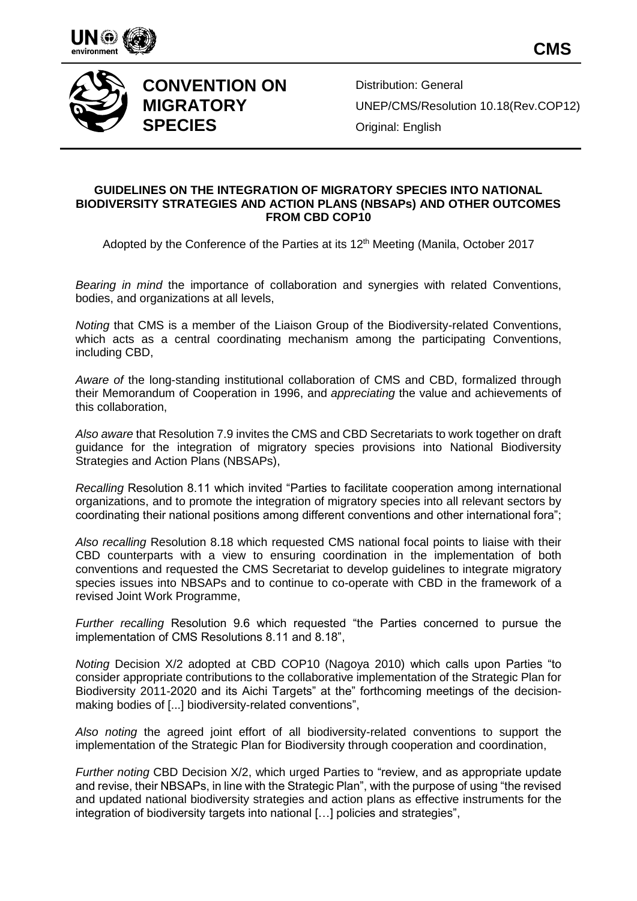**CMS**

**CONVENTION ON MIGRATORY SPECIES**

Distribution: General
UNEP/CMS/Resolution 10.18(Rev.COP12)
Original: English

## GUIDELINES ON THE INTEGRATION OF MIGRATORY SPECIES INTO NATIONAL BIODIVERSITY STRATEGIES AND ACTION PLANS (NBSAPs) AND OTHER OUTCOMES FROM CBD COP10

Adopted by the Conference of the Parties at its 12th Meeting (Manila, October 2017

*Bearing in mind* the importance of collaboration and synergies with related Conventions, bodies, and organizations at all levels,

*Noting* that CMS is a member of the Liaison Group of the Biodiversity-related Conventions, which acts as a central coordinating mechanism among the participating Conventions, including CBD,

*Aware of* the long-standing institutional collaboration of CMS and CBD, formalized through their Memorandum of Cooperation in 1996, and *appreciating* the value and achievements of this collaboration,

*Also aware* that Resolution 7.9 invites the CMS and CBD Secretariats to work together on draft guidance for the integration of migratory species provisions into National Biodiversity Strategies and Action Plans (NBSAPs),

*Recalling* Resolution 8.11 which invited "Parties to facilitate cooperation among international organizations, and to promote the integration of migratory species into all relevant sectors by coordinating their national positions among different conventions and other international fora";

*Also recalling* Resolution 8.18 which requested CMS national focal points to liaise with their CBD counterparts with a view to ensuring coordination in the implementation of both conventions and requested the CMS Secretariat to develop guidelines to integrate migratory species issues into NBSAPs and to continue to co-operate with CBD in the framework of a revised Joint Work Programme,

*Further recalling* Resolution 9.6 which requested "the Parties concerned to pursue the implementation of CMS Resolutions 8.11 and 8.18",

*Noting* Decision X/2 adopted at CBD COP10 (Nagoya 2010) which calls upon Parties "to consider appropriate contributions to the collaborative implementation of the Strategic Plan for Biodiversity 2011-2020 and its Aichi Targets" at the" forthcoming meetings of the decision-making bodies of [...] biodiversity-related conventions",

*Also noting* the agreed joint effort of all biodiversity-related conventions to support the implementation of the Strategic Plan for Biodiversity through cooperation and coordination,

*Further noting* CBD Decision X/2, which urged Parties to "review, and as appropriate update and revise, their NBSAPs, in line with the Strategic Plan", with the purpose of using "the revised and updated national biodiversity strategies and action plans as effective instruments for the integration of biodiversity targets into national […] policies and strategies",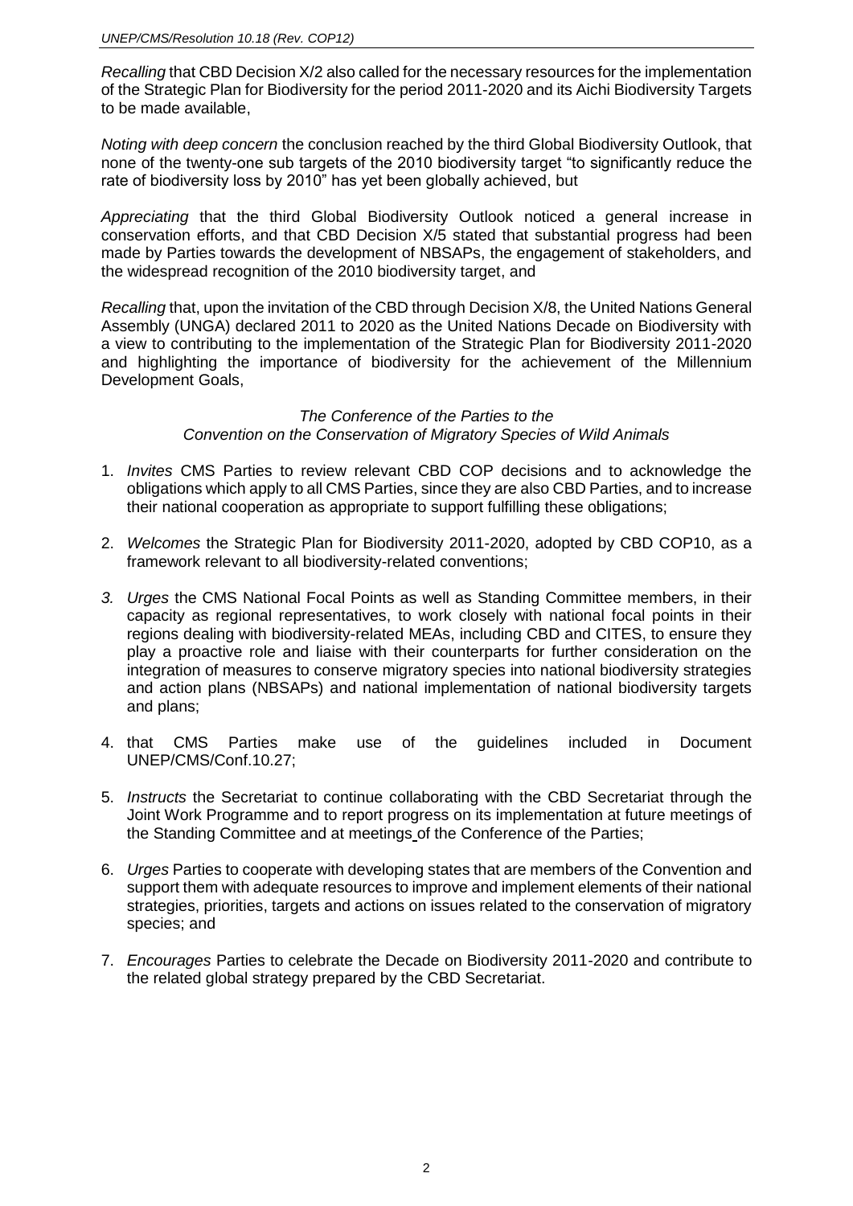*Recalling* that CBD Decision X/2 also called for the necessary resources for the implementation of the Strategic Plan for Biodiversity for the period 2011-2020 and its Aichi Biodiversity Targets to be made available,

*Noting with deep concern* the conclusion reached by the third Global Biodiversity Outlook, that none of the twenty-one sub targets of the 2010 biodiversity target "to significantly reduce the rate of biodiversity loss by 2010" has yet been globally achieved, but

*Appreciating* that the third Global Biodiversity Outlook noticed a general increase in conservation efforts, and that CBD Decision X/5 stated that substantial progress had been made by Parties towards the development of NBSAPs, the engagement of stakeholders, and the widespread recognition of the 2010 biodiversity target, and

*Recalling* that, upon the invitation of the CBD through Decision X/8, the United Nations General Assembly (UNGA) declared 2011 to 2020 as the United Nations Decade on Biodiversity with a view to contributing to the implementation of the Strategic Plan for Biodiversity 2011-2020 and highlighting the importance of biodiversity for the achievement of the Millennium Development Goals,

*The Conference of the Parties to the*
*Convention on the Conservation of Migratory Species of Wild Animals*

1. *Invites* CMS Parties to review relevant CBD COP decisions and to acknowledge the obligations which apply to all CMS Parties, since they are also CBD Parties, and to increase their national cooperation as appropriate to support fulfilling these obligations;

2. *Welcomes* the Strategic Plan for Biodiversity 2011-2020, adopted by CBD COP10, as a framework relevant to all biodiversity-related conventions;

3. *Urges* the CMS National Focal Points as well as Standing Committee members, in their capacity as regional representatives, to work closely with national focal points in their regions dealing with biodiversity-related MEAs, including CBD and CITES, to ensure they play a proactive role and liaise with their counterparts for further consideration on the integration of measures to conserve migratory species into national biodiversity strategies and action plans (NBSAPs) and national implementation of national biodiversity targets and plans;

4. that CMS Parties make use of the guidelines included in Document UNEP/CMS/Conf.10.27;

5. *Instructs* the Secretariat to continue collaborating with the CBD Secretariat through the Joint Work Programme and to report progress on its implementation at future meetings of the Standing Committee and at meetings of the Conference of the Parties;

6. *Urges* Parties to cooperate with developing states that are members of the Convention and support them with adequate resources to improve and implement elements of their national strategies, priorities, targets and actions on issues related to the conservation of migratory species; and

7. *Encourages* Parties to celebrate the Decade on Biodiversity 2011-2020 and contribute to the related global strategy prepared by the CBD Secretariat.